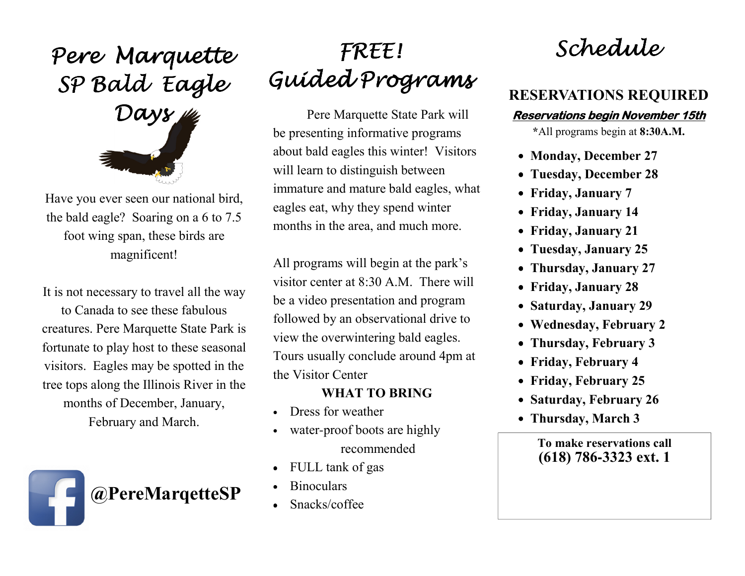# Pere Marquette SP Bald Eagle Days

Have you ever seen our national bird, the bald eagle? Soaring on a 6 to 7.5 foot wing span, these birds are magnificent!

It is not necessary to travel all the way to Canada to see these fabulous creatures. Pere Marquette State Park is fortunate to play host to these seasonal visitors. Eagles may be spotted in the tree tops along the Illinois River in the months of December, January, February and March.

**@PereMarqetteSP**

# FREE! Guided Programs

Pere Marquette State Park will be presenting informative programs about bald eagles this winter! Visitors will learn to distinguish between immature and mature bald eagles, what eagles eat, why they spend winter months in the area, and much more.

All programs will begin at the park's visitor center at 8:30 A.M. There will be a video presentation and program followed by an observational drive to view the overwintering bald eagles. Tours usually conclude around 4pm at the Visitor Center

**WHAT TO BRING**

- Dress for weather
- water-proof boots are highly recommended
- FULL tank of gas
- Binoculars
- Snacks/coffee

# Schedule

**RESERVATIONS REQUIRED**

***Reservations begin November 15th***

*All programs begin at **8:30A.M.**

- **Monday, December 27**
- **Tuesday, December 28**
- **Friday, January 7**
- **Friday, January 14**
- **Friday, January 21**
- **Tuesday, January 25**
- **Thursday, January 27**
- **Friday, January 28**
- **Saturday, January 29**
- **Wednesday, February 2**
- **Thursday, February 3**
- **Friday, February 4**
- **Friday, February 25**
- **Saturday, February 26**
- **Thursday, March 3**

**To make reservations call**
**(618) 786-3323 ext. 1**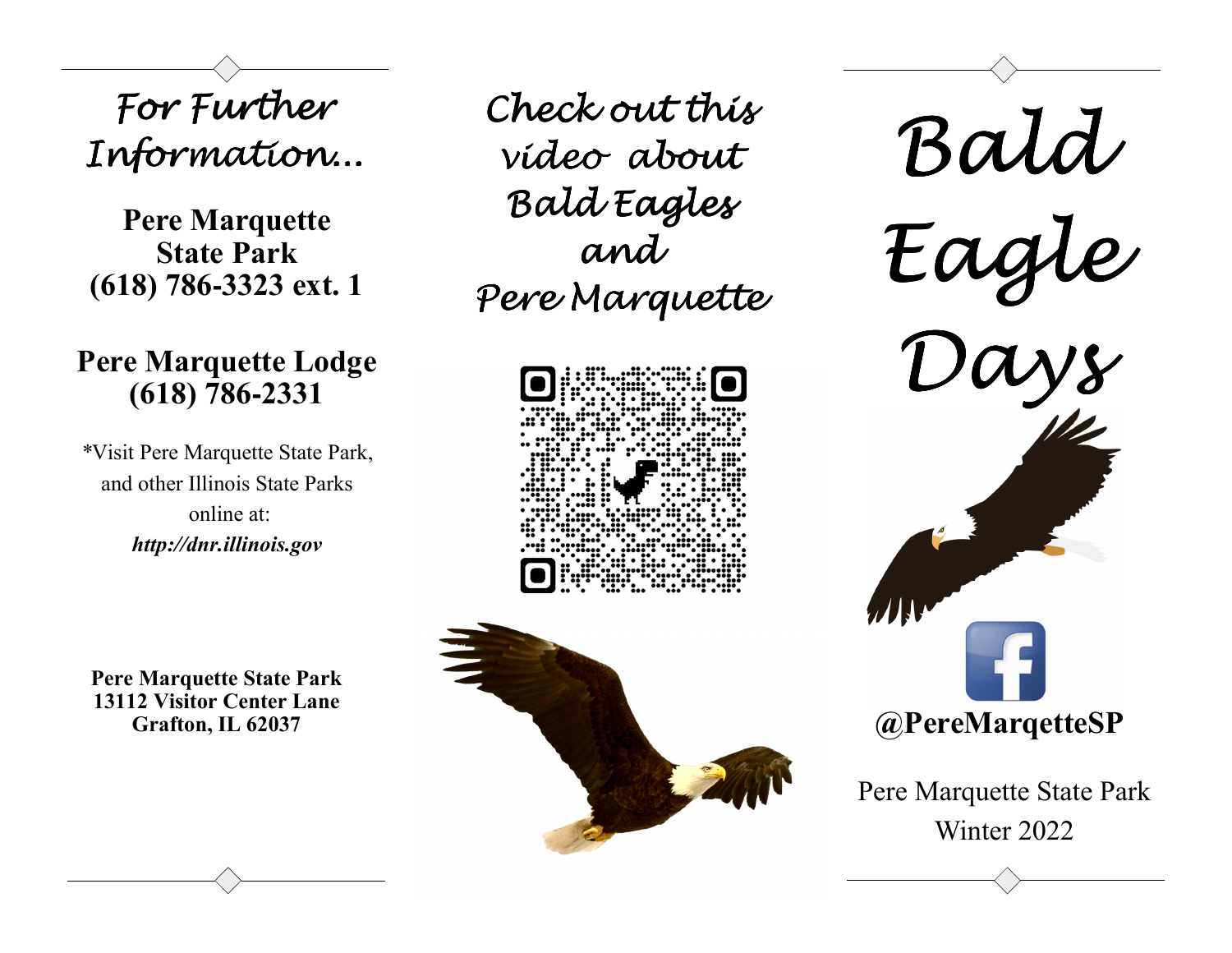## For Further Information...

**Pere Marquette State Park**
**(618) 786-3323 ext. 1**

**Pere Marquette Lodge**
**(618) 786-2331**

*Visit Pere Marquette State Park, and other Illinois State Parks online at:
***http://dnr.illinois.gov***

**Pere Marquette State Park**
**13112 Visitor Center Lane**
**Grafton, IL 62037**

## Check out this video about Bald Eagles and Pere Marquette

# Bald Eagle Days

**@PereMarqetteSP**

Pere Marquette State Park
Winter 2022